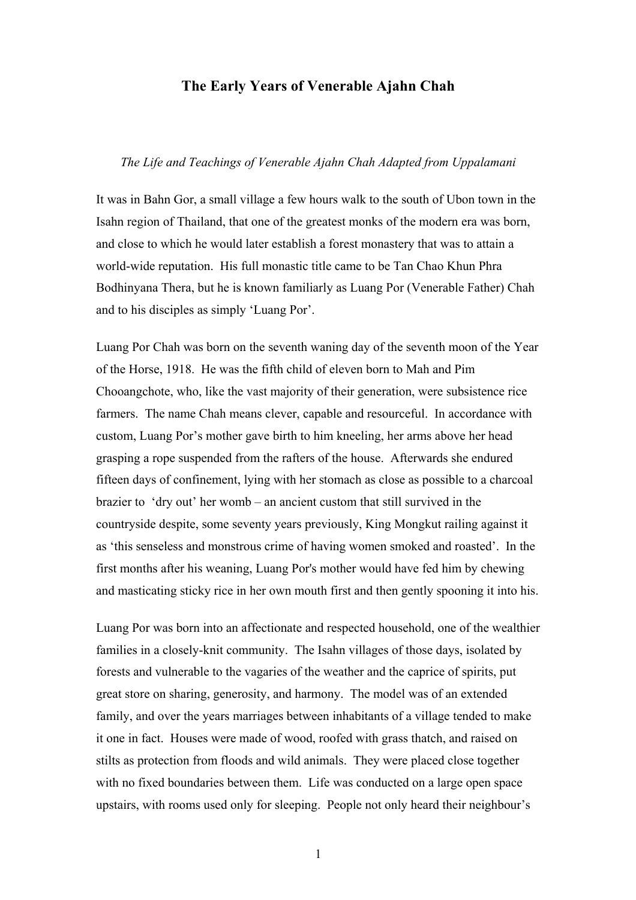# The Early Years of Venerable Ajahn Chah

*The Life and Teachings of Venerable Ajahn Chah Adapted from Uppalamani*

It was in Bahn Gor, a small village a few hours walk to the south of Ubon town in the Isahn region of Thailand, that one of the greatest monks of the modern era was born, and close to which he would later establish a forest monastery that was to attain a world-wide reputation. His full monastic title came to be Tan Chao Khun Phra Bodhinyana Thera, but he is known familiarly as Luang Por (Venerable Father) Chah and to his disciples as simply 'Luang Por'.

Luang Por Chah was born on the seventh waning day of the seventh moon of the Year of the Horse, 1918. He was the fifth child of eleven born to Mah and Pim Chooangchote, who, like the vast majority of their generation, were subsistence rice farmers. The name Chah means clever, capable and resourceful. In accordance with custom, Luang Por's mother gave birth to him kneeling, her arms above her head grasping a rope suspended from the rafters of the house. Afterwards she endured fifteen days of confinement, lying with her stomach as close as possible to a charcoal brazier to 'dry out' her womb – an ancient custom that still survived in the countryside despite, some seventy years previously, King Mongkut railing against it as 'this senseless and monstrous crime of having women smoked and roasted'. In the first months after his weaning, Luang Por's mother would have fed him by chewing and masticating sticky rice in her own mouth first and then gently spooning it into his.

Luang Por was born into an affectionate and respected household, one of the wealthier families in a closely-knit community. The Isahn villages of those days, isolated by forests and vulnerable to the vagaries of the weather and the caprice of spirits, put great store on sharing, generosity, and harmony. The model was of an extended family, and over the years marriages between inhabitants of a village tended to make it one in fact. Houses were made of wood, roofed with grass thatch, and raised on stilts as protection from floods and wild animals. They were placed close together with no fixed boundaries between them. Life was conducted on a large open space upstairs, with rooms used only for sleeping. People not only heard their neighbour's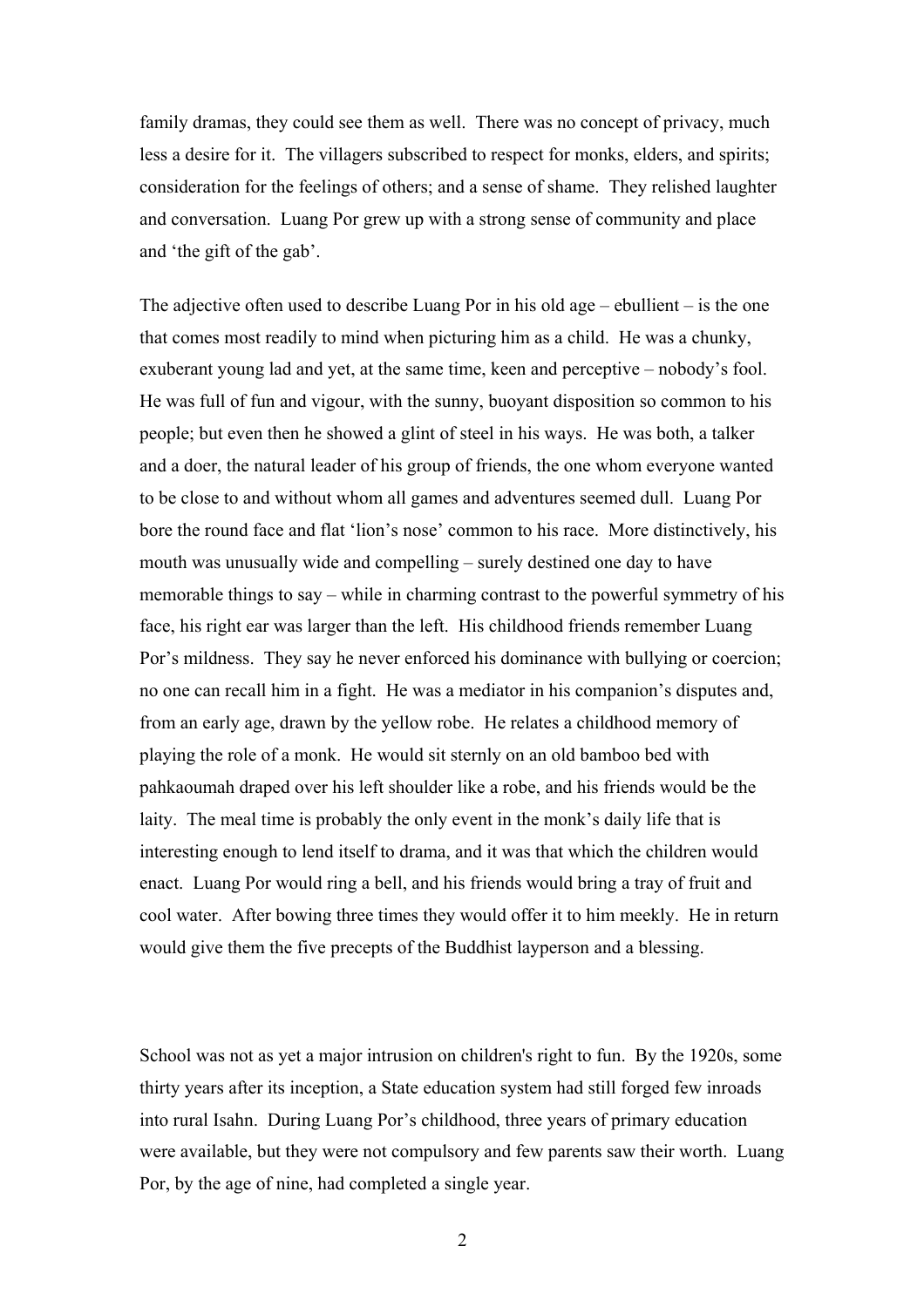family dramas, they could see them as well. There was no concept of privacy, much less a desire for it. The villagers subscribed to respect for monks, elders, and spirits; consideration for the feelings of others; and a sense of shame. They relished laughter and conversation. Luang Por grew up with a strong sense of community and place and 'the gift of the gab'.

The adjective often used to describe Luang Por in his old age – ebullient – is the one that comes most readily to mind when picturing him as a child. He was a chunky, exuberant young lad and yet, at the same time, keen and perceptive – nobody's fool. He was full of fun and vigour, with the sunny, buoyant disposition so common to his people; but even then he showed a glint of steel in his ways. He was both, a talker and a doer, the natural leader of his group of friends, the one whom everyone wanted to be close to and without whom all games and adventures seemed dull. Luang Por bore the round face and flat 'lion's nose' common to his race. More distinctively, his mouth was unusually wide and compelling – surely destined one day to have memorable things to say – while in charming contrast to the powerful symmetry of his face, his right ear was larger than the left. His childhood friends remember Luang Por's mildness. They say he never enforced his dominance with bullying or coercion; no one can recall him in a fight. He was a mediator in his companion's disputes and, from an early age, drawn by the yellow robe. He relates a childhood memory of playing the role of a monk. He would sit sternly on an old bamboo bed with pahkaoumah draped over his left shoulder like a robe, and his friends would be the laity. The meal time is probably the only event in the monk's daily life that is interesting enough to lend itself to drama, and it was that which the children would enact. Luang Por would ring a bell, and his friends would bring a tray of fruit and cool water. After bowing three times they would offer it to him meekly. He in return would give them the five precepts of the Buddhist layperson and a blessing.

School was not as yet a major intrusion on children's right to fun. By the 1920s, some thirty years after its inception, a State education system had still forged few inroads into rural Isahn. During Luang Por's childhood, three years of primary education were available, but they were not compulsory and few parents saw their worth. Luang Por, by the age of nine, had completed a single year.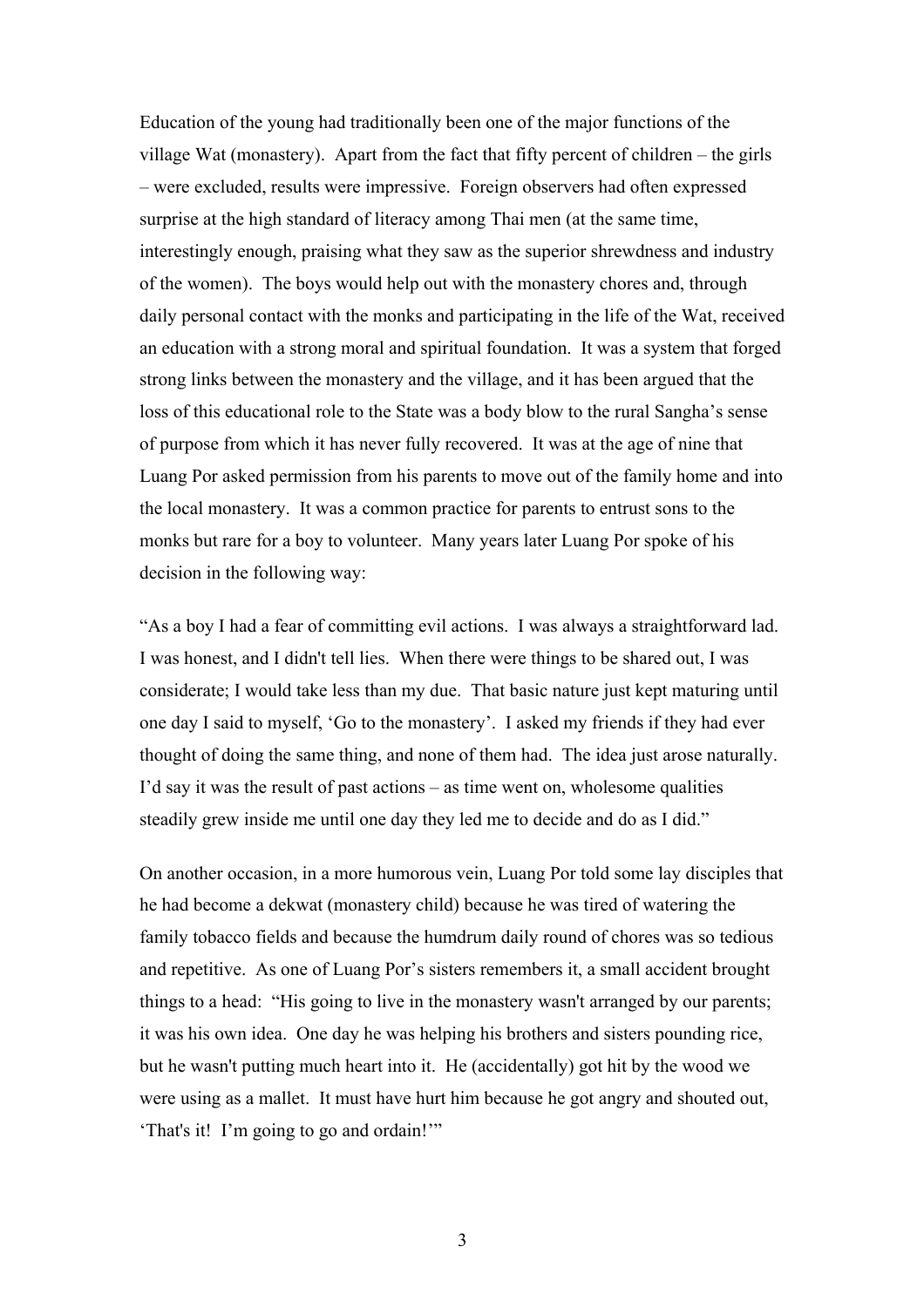Education of the young had traditionally been one of the major functions of the village Wat (monastery). Apart from the fact that fifty percent of children – the girls – were excluded, results were impressive. Foreign observers had often expressed surprise at the high standard of literacy among Thai men (at the same time, interestingly enough, praising what they saw as the superior shrewdness and industry of the women). The boys would help out with the monastery chores and, through daily personal contact with the monks and participating in the life of the Wat, received an education with a strong moral and spiritual foundation. It was a system that forged strong links between the monastery and the village, and it has been argued that the loss of this educational role to the State was a body blow to the rural Sangha's sense of purpose from which it has never fully recovered. It was at the age of nine that Luang Por asked permission from his parents to move out of the family home and into the local monastery. It was a common practice for parents to entrust sons to the monks but rare for a boy to volunteer. Many years later Luang Por spoke of his decision in the following way:

"As a boy I had a fear of committing evil actions. I was always a straightforward lad. I was honest, and I didn't tell lies. When there were things to be shared out, I was considerate; I would take less than my due. That basic nature just kept maturing until one day I said to myself, 'Go to the monastery'. I asked my friends if they had ever thought of doing the same thing, and none of them had. The idea just arose naturally. I'd say it was the result of past actions – as time went on, wholesome qualities steadily grew inside me until one day they led me to decide and do as I did."

On another occasion, in a more humorous vein, Luang Por told some lay disciples that he had become a dekwat (monastery child) because he was tired of watering the family tobacco fields and because the humdrum daily round of chores was so tedious and repetitive. As one of Luang Por's sisters remembers it, a small accident brought things to a head: "His going to live in the monastery wasn't arranged by our parents; it was his own idea. One day he was helping his brothers and sisters pounding rice, but he wasn't putting much heart into it. He (accidentally) got hit by the wood we were using as a mallet. It must have hurt him because he got angry and shouted out, 'That's it! I'm going to go and ordain!'"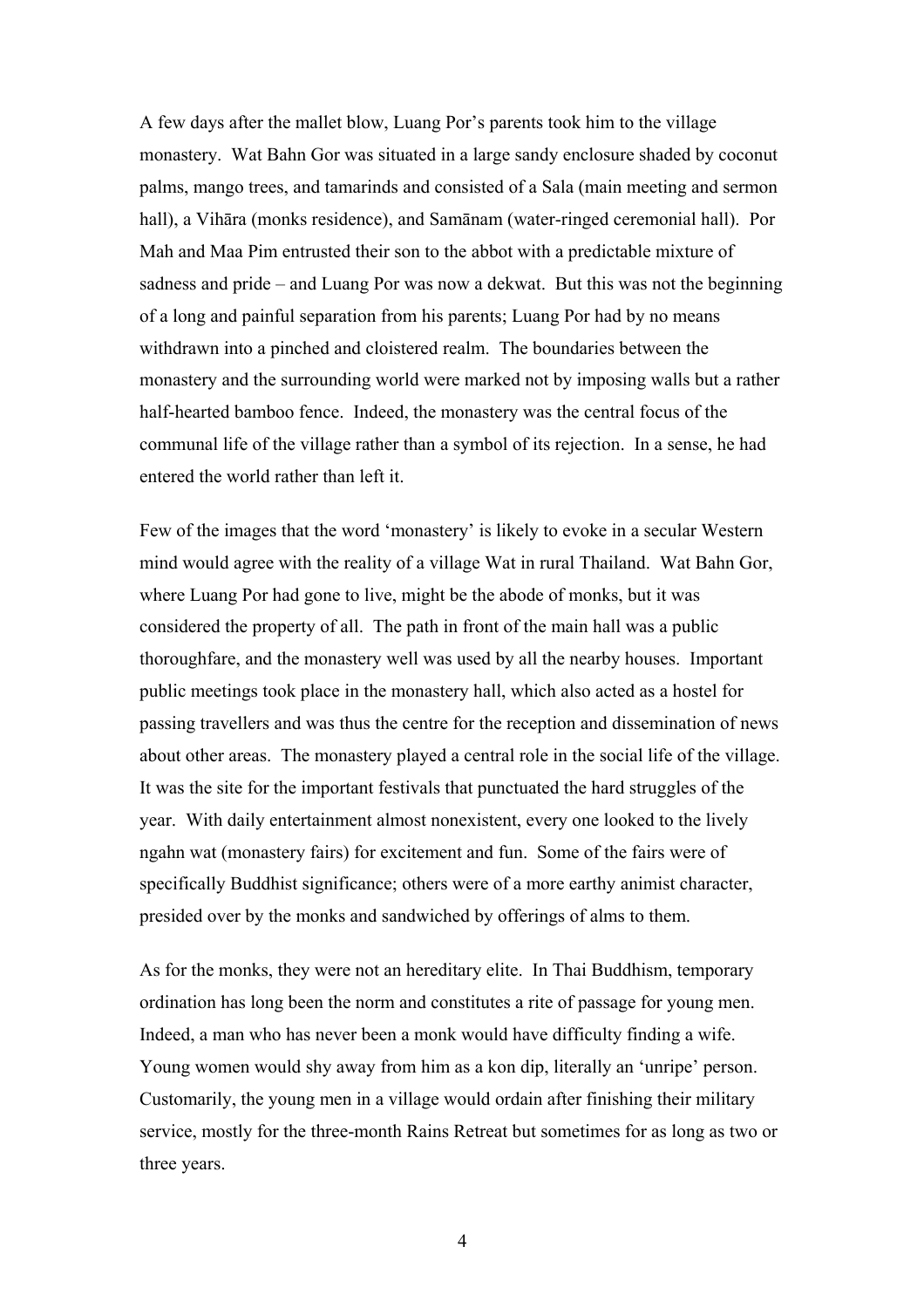A few days after the mallet blow, Luang Por's parents took him to the village monastery. Wat Bahn Gor was situated in a large sandy enclosure shaded by coconut palms, mango trees, and tamarinds and consisted of a Sala (main meeting and sermon hall), a Vihāra (monks residence), and Samānam (water-ringed ceremonial hall). Por Mah and Maa Pim entrusted their son to the abbot with a predictable mixture of sadness and pride – and Luang Por was now a dekwat. But this was not the beginning of a long and painful separation from his parents; Luang Por had by no means withdrawn into a pinched and cloistered realm. The boundaries between the monastery and the surrounding world were marked not by imposing walls but a rather half-hearted bamboo fence. Indeed, the monastery was the central focus of the communal life of the village rather than a symbol of its rejection. In a sense, he had entered the world rather than left it.

Few of the images that the word 'monastery' is likely to evoke in a secular Western mind would agree with the reality of a village Wat in rural Thailand. Wat Bahn Gor, where Luang Por had gone to live, might be the abode of monks, but it was considered the property of all. The path in front of the main hall was a public thoroughfare, and the monastery well was used by all the nearby houses. Important public meetings took place in the monastery hall, which also acted as a hostel for passing travellers and was thus the centre for the reception and dissemination of news about other areas. The monastery played a central role in the social life of the village. It was the site for the important festivals that punctuated the hard struggles of the year. With daily entertainment almost nonexistent, every one looked to the lively ngahn wat (monastery fairs) for excitement and fun. Some of the fairs were of specifically Buddhist significance; others were of a more earthy animist character, presided over by the monks and sandwiched by offerings of alms to them.

As for the monks, they were not an hereditary elite. In Thai Buddhism, temporary ordination has long been the norm and constitutes a rite of passage for young men. Indeed, a man who has never been a monk would have difficulty finding a wife. Young women would shy away from him as a kon dip, literally an 'unripe' person. Customarily, the young men in a village would ordain after finishing their military service, mostly for the three-month Rains Retreat but sometimes for as long as two or three years.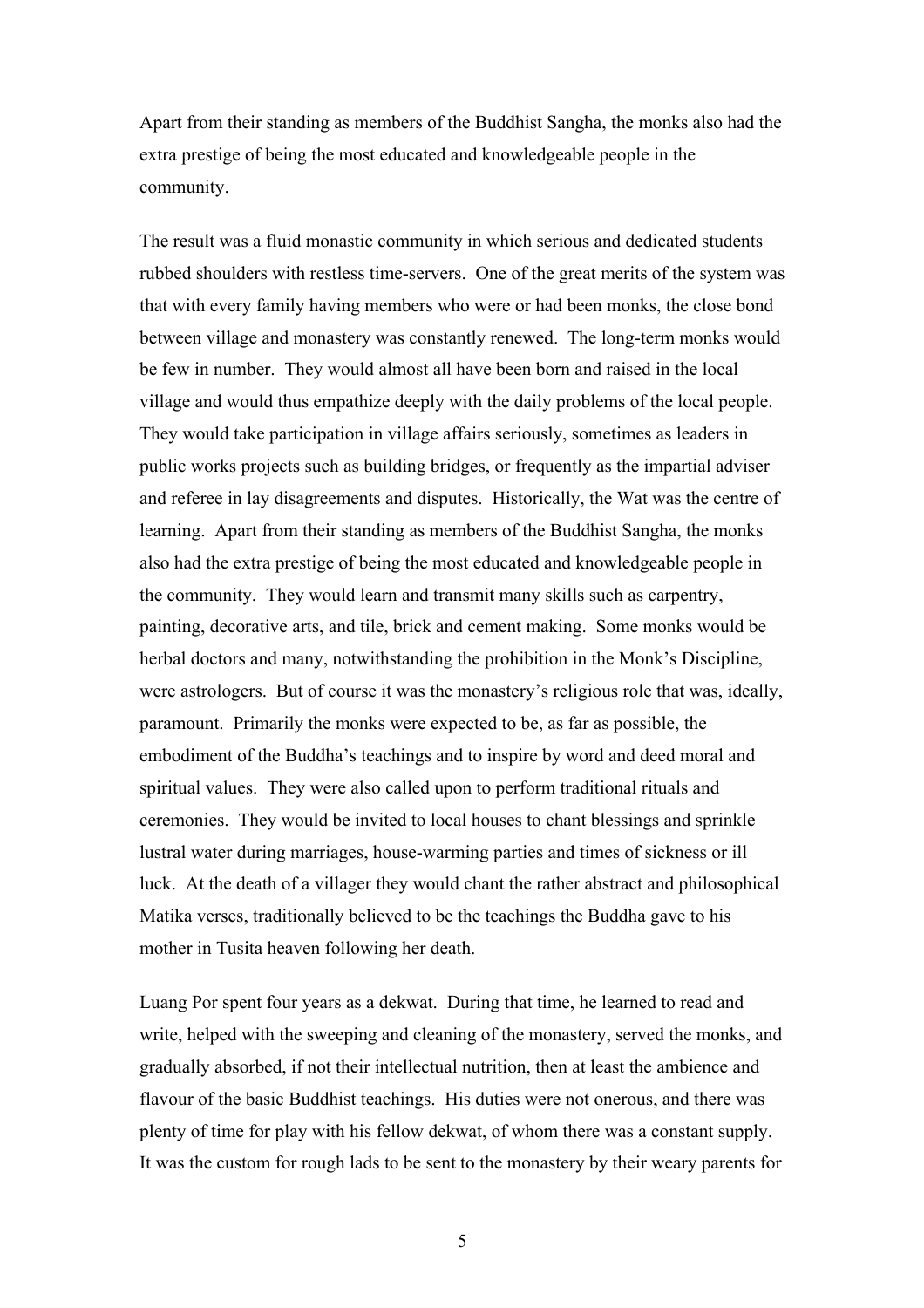Apart from their standing as members of the Buddhist Sangha, the monks also had the extra prestige of being the most educated and knowledgeable people in the community.

The result was a fluid monastic community in which serious and dedicated students rubbed shoulders with restless time-servers. One of the great merits of the system was that with every family having members who were or had been monks, the close bond between village and monastery was constantly renewed. The long-term monks would be few in number. They would almost all have been born and raised in the local village and would thus empathize deeply with the daily problems of the local people. They would take participation in village affairs seriously, sometimes as leaders in public works projects such as building bridges, or frequently as the impartial adviser and referee in lay disagreements and disputes. Historically, the Wat was the centre of learning. Apart from their standing as members of the Buddhist Sangha, the monks also had the extra prestige of being the most educated and knowledgeable people in the community. They would learn and transmit many skills such as carpentry, painting, decorative arts, and tile, brick and cement making. Some monks would be herbal doctors and many, notwithstanding the prohibition in the Monk's Discipline, were astrologers. But of course it was the monastery's religious role that was, ideally, paramount. Primarily the monks were expected to be, as far as possible, the embodiment of the Buddha's teachings and to inspire by word and deed moral and spiritual values. They were also called upon to perform traditional rituals and ceremonies. They would be invited to local houses to chant blessings and sprinkle lustral water during marriages, house-warming parties and times of sickness or ill luck. At the death of a villager they would chant the rather abstract and philosophical Matika verses, traditionally believed to be the teachings the Buddha gave to his mother in Tusita heaven following her death.

Luang Por spent four years as a dekwat. During that time, he learned to read and write, helped with the sweeping and cleaning of the monastery, served the monks, and gradually absorbed, if not their intellectual nutrition, then at least the ambience and flavour of the basic Buddhist teachings. His duties were not onerous, and there was plenty of time for play with his fellow dekwat, of whom there was a constant supply. It was the custom for rough lads to be sent to the monastery by their weary parents for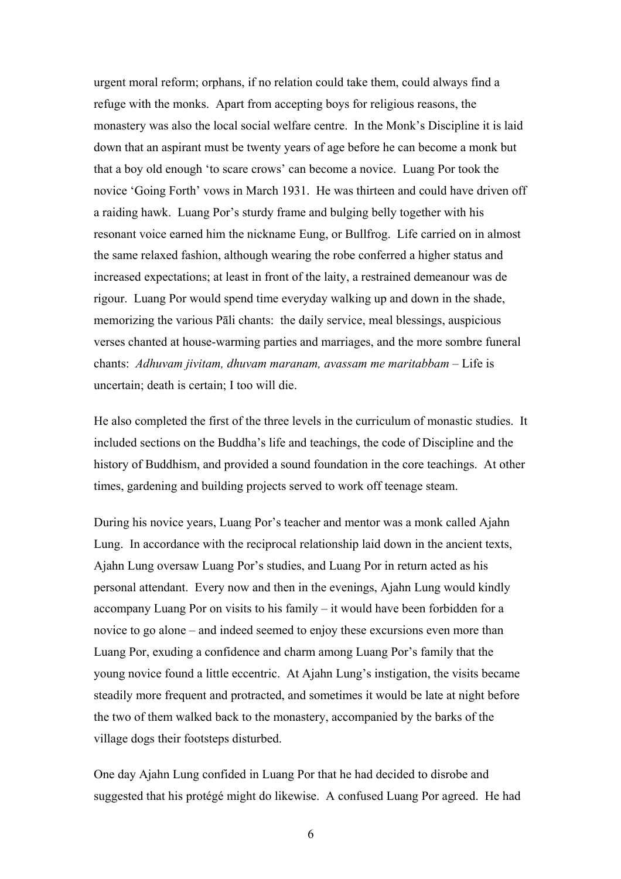urgent moral reform; orphans, if no relation could take them, could always find a refuge with the monks. Apart from accepting boys for religious reasons, the monastery was also the local social welfare centre. In the Monk's Discipline it is laid down that an aspirant must be twenty years of age before he can become a monk but that a boy old enough 'to scare crows' can become a novice. Luang Por took the novice 'Going Forth' vows in March 1931. He was thirteen and could have driven off a raiding hawk. Luang Por's sturdy frame and bulging belly together with his resonant voice earned him the nickname Eung, or Bullfrog. Life carried on in almost the same relaxed fashion, although wearing the robe conferred a higher status and increased expectations; at least in front of the laity, a restrained demeanour was de rigour. Luang Por would spend time everyday walking up and down in the shade, memorizing the various Pāli chants: the daily service, meal blessings, auspicious verses chanted at house-warming parties and marriages, and the more sombre funeral chants: *Adhuvam jivitam, dhuvam maranam, avassam me maritabbam* – Life is uncertain; death is certain; I too will die.

He also completed the first of the three levels in the curriculum of monastic studies. It included sections on the Buddha's life and teachings, the code of Discipline and the history of Buddhism, and provided a sound foundation in the core teachings. At other times, gardening and building projects served to work off teenage steam.

During his novice years, Luang Por's teacher and mentor was a monk called Ajahn Lung. In accordance with the reciprocal relationship laid down in the ancient texts, Ajahn Lung oversaw Luang Por's studies, and Luang Por in return acted as his personal attendant. Every now and then in the evenings, Ajahn Lung would kindly accompany Luang Por on visits to his family – it would have been forbidden for a novice to go alone – and indeed seemed to enjoy these excursions even more than Luang Por, exuding a confidence and charm among Luang Por's family that the young novice found a little eccentric. At Ajahn Lung's instigation, the visits became steadily more frequent and protracted, and sometimes it would be late at night before the two of them walked back to the monastery, accompanied by the barks of the village dogs their footsteps disturbed.

One day Ajahn Lung confided in Luang Por that he had decided to disrobe and suggested that his protégé might do likewise. A confused Luang Por agreed. He had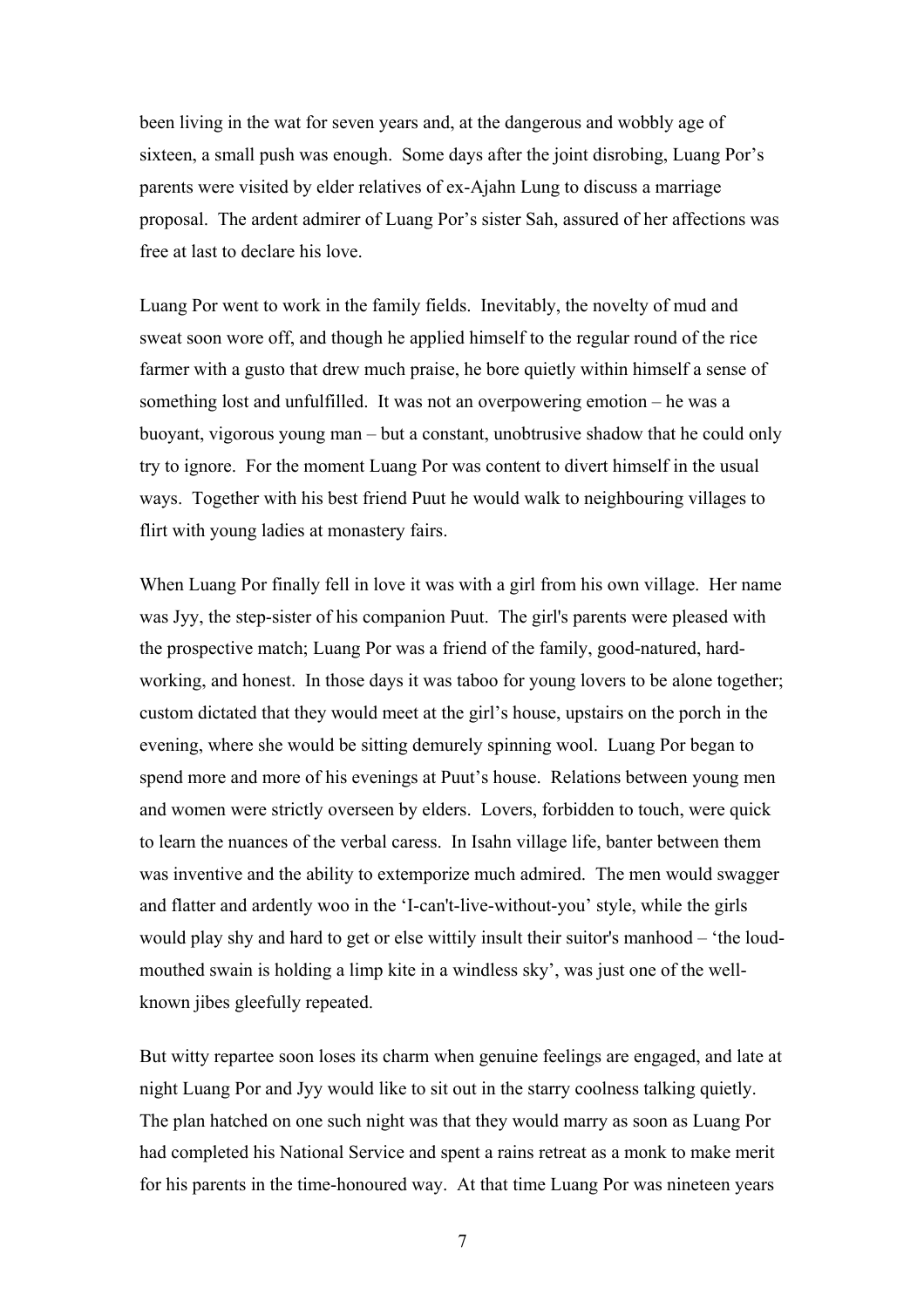been living in the wat for seven years and, at the dangerous and wobbly age of sixteen, a small push was enough. Some days after the joint disrobing, Luang Por's parents were visited by elder relatives of ex-Ajahn Lung to discuss a marriage proposal. The ardent admirer of Luang Por's sister Sah, assured of her affections was free at last to declare his love.

Luang Por went to work in the family fields. Inevitably, the novelty of mud and sweat soon wore off, and though he applied himself to the regular round of the rice farmer with a gusto that drew much praise, he bore quietly within himself a sense of something lost and unfulfilled. It was not an overpowering emotion – he was a buoyant, vigorous young man – but a constant, unobtrusive shadow that he could only try to ignore. For the moment Luang Por was content to divert himself in the usual ways. Together with his best friend Puut he would walk to neighbouring villages to flirt with young ladies at monastery fairs.

When Luang Por finally fell in love it was with a girl from his own village. Her name was Jyy, the step-sister of his companion Puut. The girl's parents were pleased with the prospective match; Luang Por was a friend of the family, good-natured, hard-working, and honest. In those days it was taboo for young lovers to be alone together; custom dictated that they would meet at the girl's house, upstairs on the porch in the evening, where she would be sitting demurely spinning wool. Luang Por began to spend more and more of his evenings at Puut's house. Relations between young men and women were strictly overseen by elders. Lovers, forbidden to touch, were quick to learn the nuances of the verbal caress. In Isahn village life, banter between them was inventive and the ability to extemporize much admired. The men would swagger and flatter and ardently woo in the 'I-can't-live-without-you' style, while the girls would play shy and hard to get or else wittily insult their suitor's manhood – 'the loud-mouthed swain is holding a limp kite in a windless sky', was just one of the well-known jibes gleefully repeated.

But witty repartee soon loses its charm when genuine feelings are engaged, and late at night Luang Por and Jyy would like to sit out in the starry coolness talking quietly. The plan hatched on one such night was that they would marry as soon as Luang Por had completed his National Service and spent a rains retreat as a monk to make merit for his parents in the time-honoured way. At that time Luang Por was nineteen years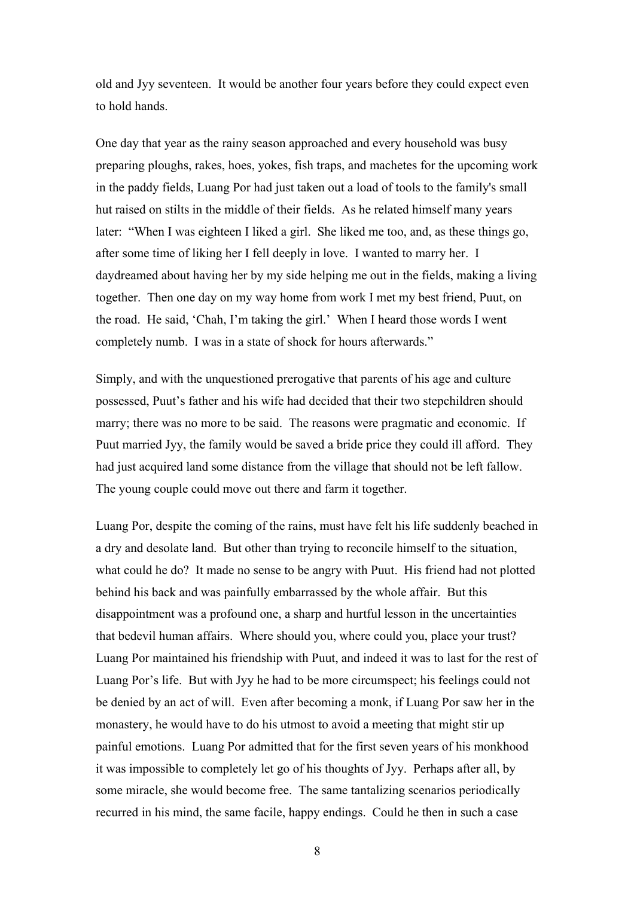old and Jyy seventeen. It would be another four years before they could expect even to hold hands.

One day that year as the rainy season approached and every household was busy preparing ploughs, rakes, hoes, yokes, fish traps, and machetes for the upcoming work in the paddy fields, Luang Por had just taken out a load of tools to the family's small hut raised on stilts in the middle of their fields. As he related himself many years later: "When I was eighteen I liked a girl. She liked me too, and, as these things go, after some time of liking her I fell deeply in love. I wanted to marry her. I daydreamed about having her by my side helping me out in the fields, making a living together. Then one day on my way home from work I met my best friend, Puut, on the road. He said, 'Chah, I'm taking the girl.' When I heard those words I went completely numb. I was in a state of shock for hours afterwards."

Simply, and with the unquestioned prerogative that parents of his age and culture possessed, Puut's father and his wife had decided that their two stepchildren should marry; there was no more to be said. The reasons were pragmatic and economic. If Puut married Jyy, the family would be saved a bride price they could ill afford. They had just acquired land some distance from the village that should not be left fallow. The young couple could move out there and farm it together.

Luang Por, despite the coming of the rains, must have felt his life suddenly beached in a dry and desolate land. But other than trying to reconcile himself to the situation, what could he do? It made no sense to be angry with Puut. His friend had not plotted behind his back and was painfully embarrassed by the whole affair. But this disappointment was a profound one, a sharp and hurtful lesson in the uncertainties that bedevil human affairs. Where should you, where could you, place your trust? Luang Por maintained his friendship with Puut, and indeed it was to last for the rest of Luang Por's life. But with Jyy he had to be more circumspect; his feelings could not be denied by an act of will. Even after becoming a monk, if Luang Por saw her in the monastery, he would have to do his utmost to avoid a meeting that might stir up painful emotions. Luang Por admitted that for the first seven years of his monkhood it was impossible to completely let go of his thoughts of Jyy. Perhaps after all, by some miracle, she would become free. The same tantalizing scenarios periodically recurred in his mind, the same facile, happy endings. Could he then in such a case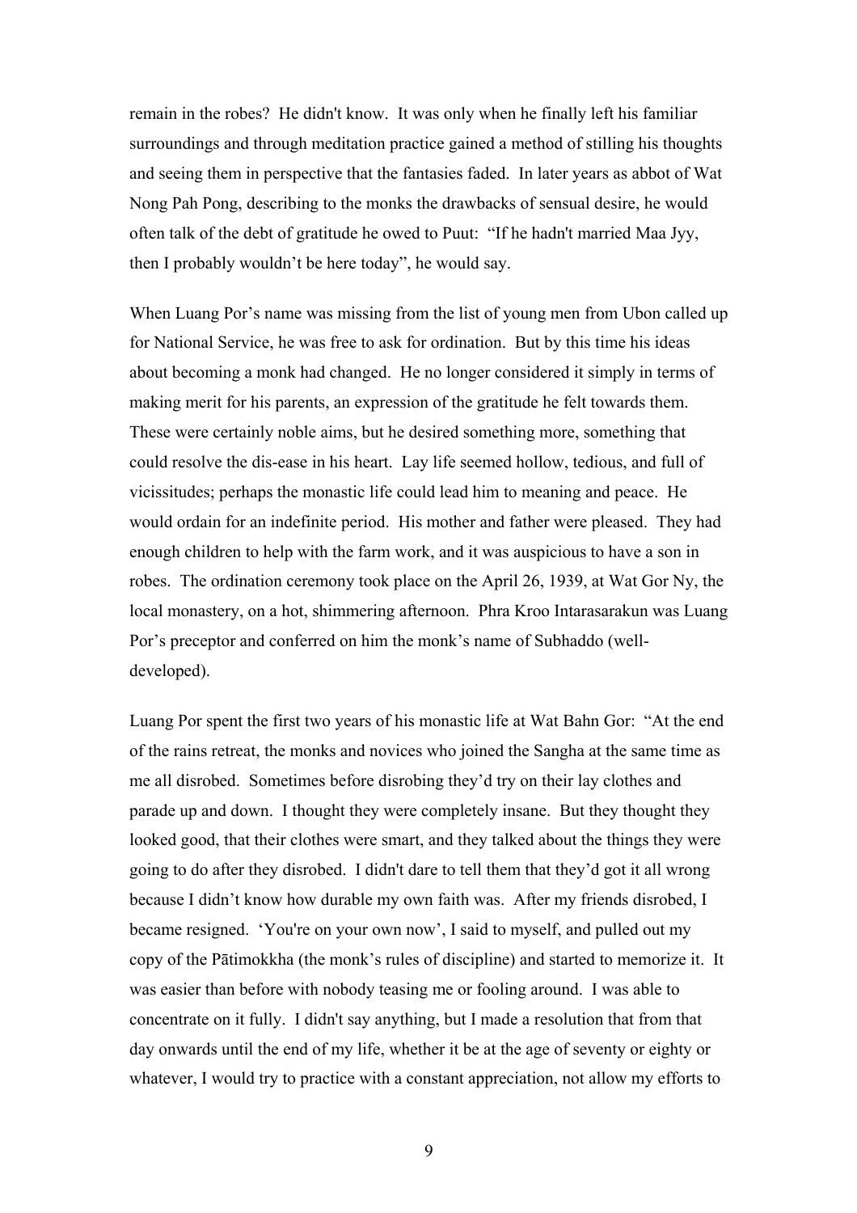remain in the robes? He didn't know. It was only when he finally left his familiar surroundings and through meditation practice gained a method of stilling his thoughts and seeing them in perspective that the fantasies faded. In later years as abbot of Wat Nong Pah Pong, describing to the monks the drawbacks of sensual desire, he would often talk of the debt of gratitude he owed to Puut: "If he hadn't married Maa Jyy, then I probably wouldn't be here today", he would say.

When Luang Por's name was missing from the list of young men from Ubon called up for National Service, he was free to ask for ordination. But by this time his ideas about becoming a monk had changed. He no longer considered it simply in terms of making merit for his parents, an expression of the gratitude he felt towards them. These were certainly noble aims, but he desired something more, something that could resolve the dis-ease in his heart. Lay life seemed hollow, tedious, and full of vicissitudes; perhaps the monastic life could lead him to meaning and peace. He would ordain for an indefinite period. His mother and father were pleased. They had enough children to help with the farm work, and it was auspicious to have a son in robes. The ordination ceremony took place on the April 26, 1939, at Wat Gor Ny, the local monastery, on a hot, shimmering afternoon. Phra Kroo Intarasarakun was Luang Por's preceptor and conferred on him the monk's name of Subhaddo (well-developed).

Luang Por spent the first two years of his monastic life at Wat Bahn Gor: "At the end of the rains retreat, the monks and novices who joined the Sangha at the same time as me all disrobed. Sometimes before disrobing they'd try on their lay clothes and parade up and down. I thought they were completely insane. But they thought they looked good, that their clothes were smart, and they talked about the things they were going to do after they disrobed. I didn't dare to tell them that they'd got it all wrong because I didn't know how durable my own faith was. After my friends disrobed, I became resigned. 'You're on your own now', I said to myself, and pulled out my copy of the Pātimokkha (the monk's rules of discipline) and started to memorize it. It was easier than before with nobody teasing me or fooling around. I was able to concentrate on it fully. I didn't say anything, but I made a resolution that from that day onwards until the end of my life, whether it be at the age of seventy or eighty or whatever, I would try to practice with a constant appreciation, not allow my efforts to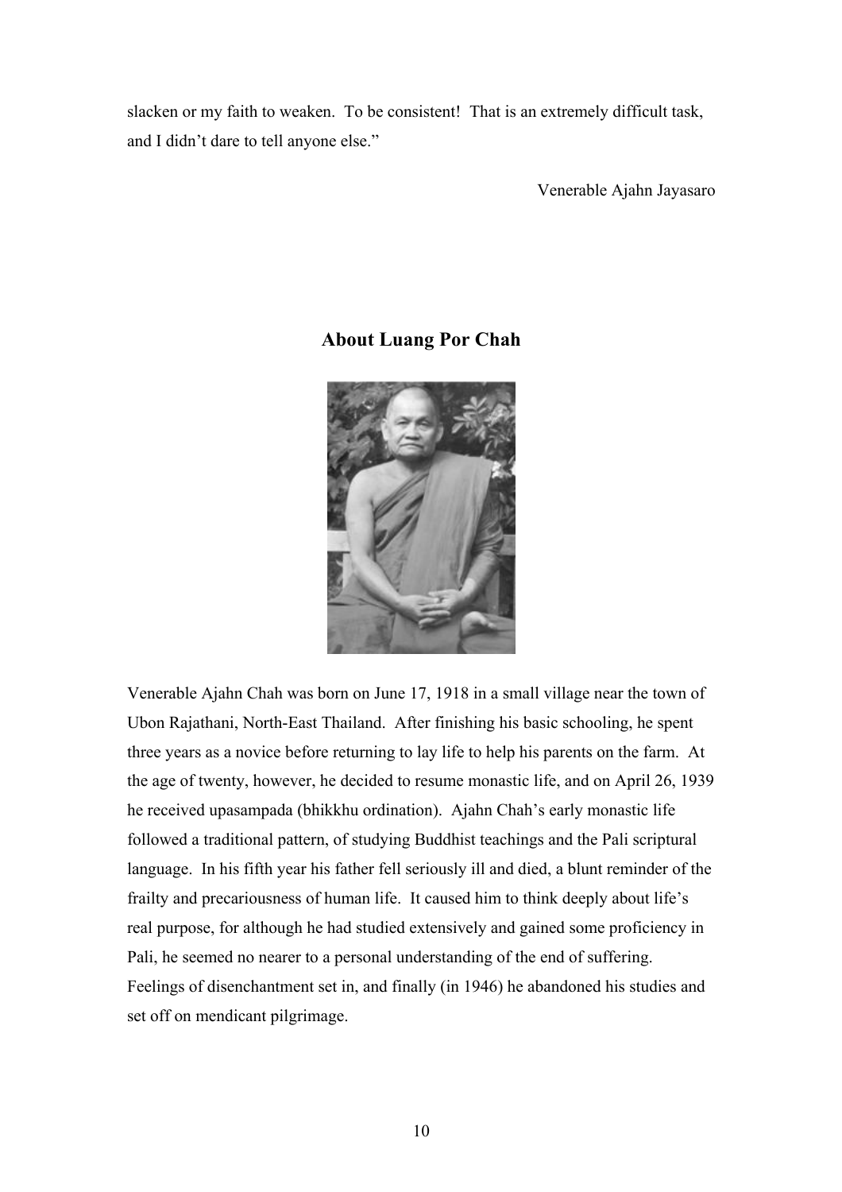slacken or my faith to weaken. To be consistent! That is an extremely difficult task, and I didn't dare to tell anyone else."

Venerable Ajahn Jayasaro

## About Luang Por Chah

Venerable Ajahn Chah was born on June 17, 1918 in a small village near the town of Ubon Rajathani, North-East Thailand. After finishing his basic schooling, he spent three years as a novice before returning to lay life to help his parents on the farm. At the age of twenty, however, he decided to resume monastic life, and on April 26, 1939 he received upasampada (bhikkhu ordination). Ajahn Chah's early monastic life followed a traditional pattern, of studying Buddhist teachings and the Pali scriptural language. In his fifth year his father fell seriously ill and died, a blunt reminder of the frailty and precariousness of human life. It caused him to think deeply about life's real purpose, for although he had studied extensively and gained some proficiency in Pali, he seemed no nearer to a personal understanding of the end of suffering. Feelings of disenchantment set in, and finally (in 1946) he abandoned his studies and set off on mendicant pilgrimage.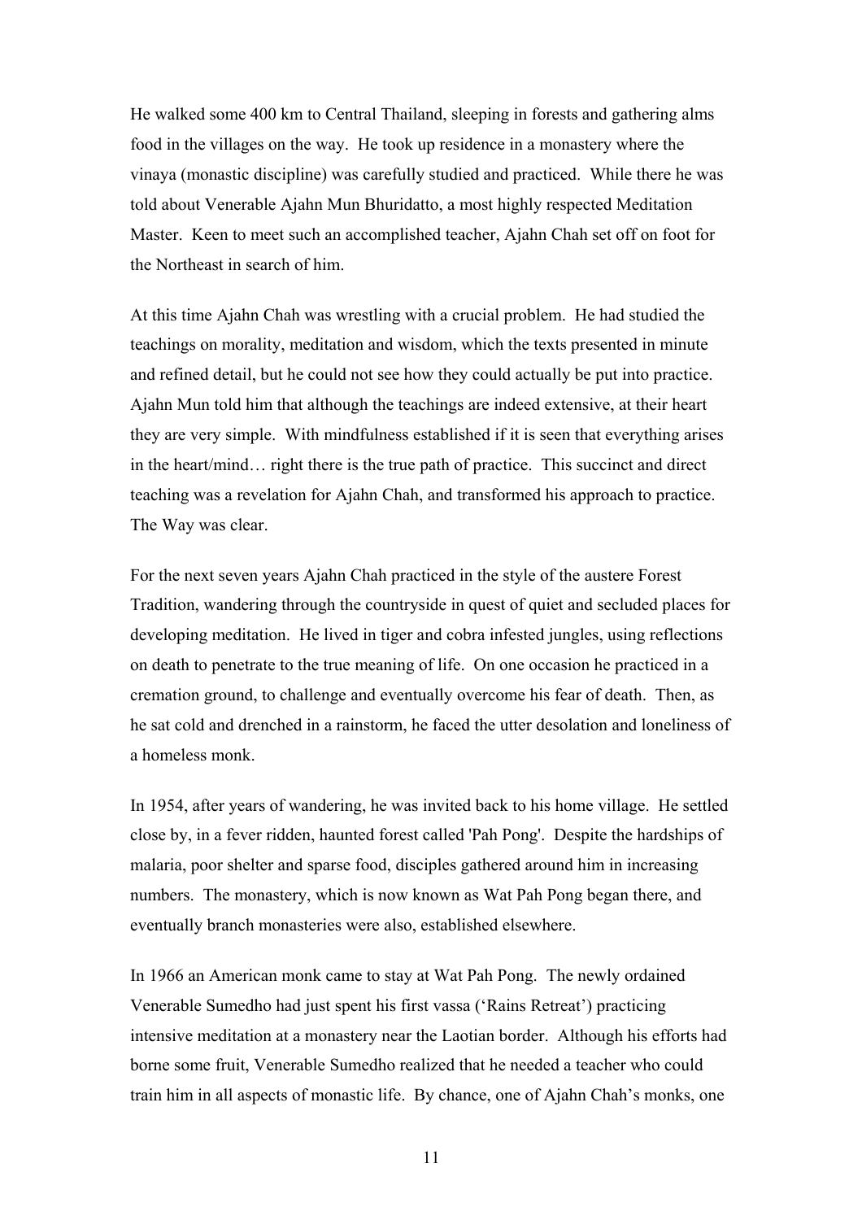He walked some 400 km to Central Thailand, sleeping in forests and gathering alms food in the villages on the way. He took up residence in a monastery where the vinaya (monastic discipline) was carefully studied and practiced. While there he was told about Venerable Ajahn Mun Bhuridatto, a most highly respected Meditation Master. Keen to meet such an accomplished teacher, Ajahn Chah set off on foot for the Northeast in search of him.

At this time Ajahn Chah was wrestling with a crucial problem. He had studied the teachings on morality, meditation and wisdom, which the texts presented in minute and refined detail, but he could not see how they could actually be put into practice. Ajahn Mun told him that although the teachings are indeed extensive, at their heart they are very simple. With mindfulness established if it is seen that everything arises in the heart/mind… right there is the true path of practice. This succinct and direct teaching was a revelation for Ajahn Chah, and transformed his approach to practice. The Way was clear.

For the next seven years Ajahn Chah practiced in the style of the austere Forest Tradition, wandering through the countryside in quest of quiet and secluded places for developing meditation. He lived in tiger and cobra infested jungles, using reflections on death to penetrate to the true meaning of life. On one occasion he practiced in a cremation ground, to challenge and eventually overcome his fear of death. Then, as he sat cold and drenched in a rainstorm, he faced the utter desolation and loneliness of a homeless monk.

In 1954, after years of wandering, he was invited back to his home village. He settled close by, in a fever ridden, haunted forest called 'Pah Pong'. Despite the hardships of malaria, poor shelter and sparse food, disciples gathered around him in increasing numbers. The monastery, which is now known as Wat Pah Pong began there, and eventually branch monasteries were also, established elsewhere.

In 1966 an American monk came to stay at Wat Pah Pong. The newly ordained Venerable Sumedho had just spent his first vassa ('Rains Retreat') practicing intensive meditation at a monastery near the Laotian border. Although his efforts had borne some fruit, Venerable Sumedho realized that he needed a teacher who could train him in all aspects of monastic life. By chance, one of Ajahn Chah's monks, one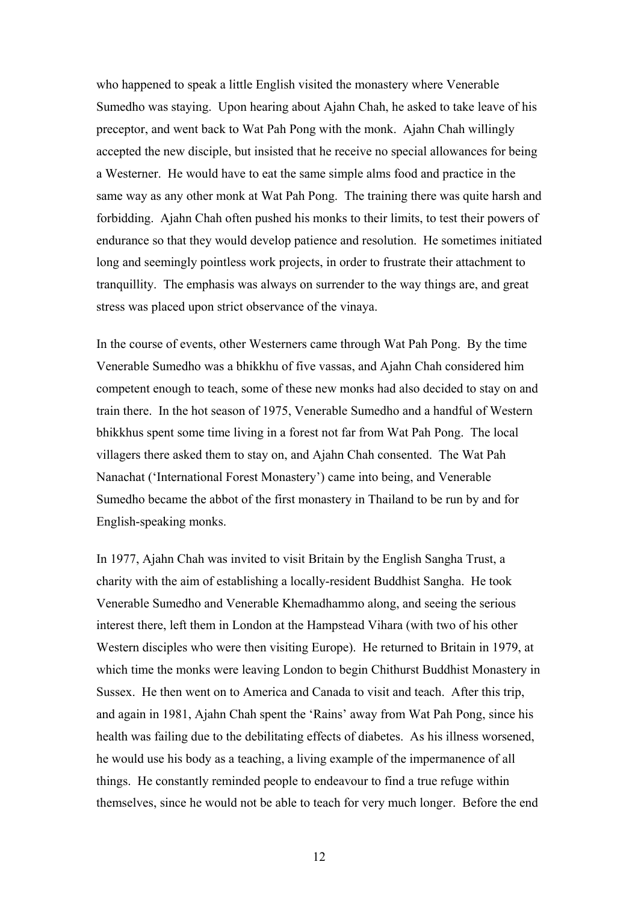who happened to speak a little English visited the monastery where Venerable Sumedho was staying. Upon hearing about Ajahn Chah, he asked to take leave of his preceptor, and went back to Wat Pah Pong with the monk. Ajahn Chah willingly accepted the new disciple, but insisted that he receive no special allowances for being a Westerner. He would have to eat the same simple alms food and practice in the same way as any other monk at Wat Pah Pong. The training there was quite harsh and forbidding. Ajahn Chah often pushed his monks to their limits, to test their powers of endurance so that they would develop patience and resolution. He sometimes initiated long and seemingly pointless work projects, in order to frustrate their attachment to tranquillity. The emphasis was always on surrender to the way things are, and great stress was placed upon strict observance of the vinaya.

In the course of events, other Westerners came through Wat Pah Pong. By the time Venerable Sumedho was a bhikkhu of five vassas, and Ajahn Chah considered him competent enough to teach, some of these new monks had also decided to stay on and train there. In the hot season of 1975, Venerable Sumedho and a handful of Western bhikkhus spent some time living in a forest not far from Wat Pah Pong. The local villagers there asked them to stay on, and Ajahn Chah consented. The Wat Pah Nanachat ('International Forest Monastery') came into being, and Venerable Sumedho became the abbot of the first monastery in Thailand to be run by and for English-speaking monks.

In 1977, Ajahn Chah was invited to visit Britain by the English Sangha Trust, a charity with the aim of establishing a locally-resident Buddhist Sangha. He took Venerable Sumedho and Venerable Khemadhammo along, and seeing the serious interest there, left them in London at the Hampstead Vihara (with two of his other Western disciples who were then visiting Europe). He returned to Britain in 1979, at which time the monks were leaving London to begin Chithurst Buddhist Monastery in Sussex. He then went on to America and Canada to visit and teach. After this trip, and again in 1981, Ajahn Chah spent the 'Rains' away from Wat Pah Pong, since his health was failing due to the debilitating effects of diabetes. As his illness worsened, he would use his body as a teaching, a living example of the impermanence of all things. He constantly reminded people to endeavour to find a true refuge within themselves, since he would not be able to teach for very much longer. Before the end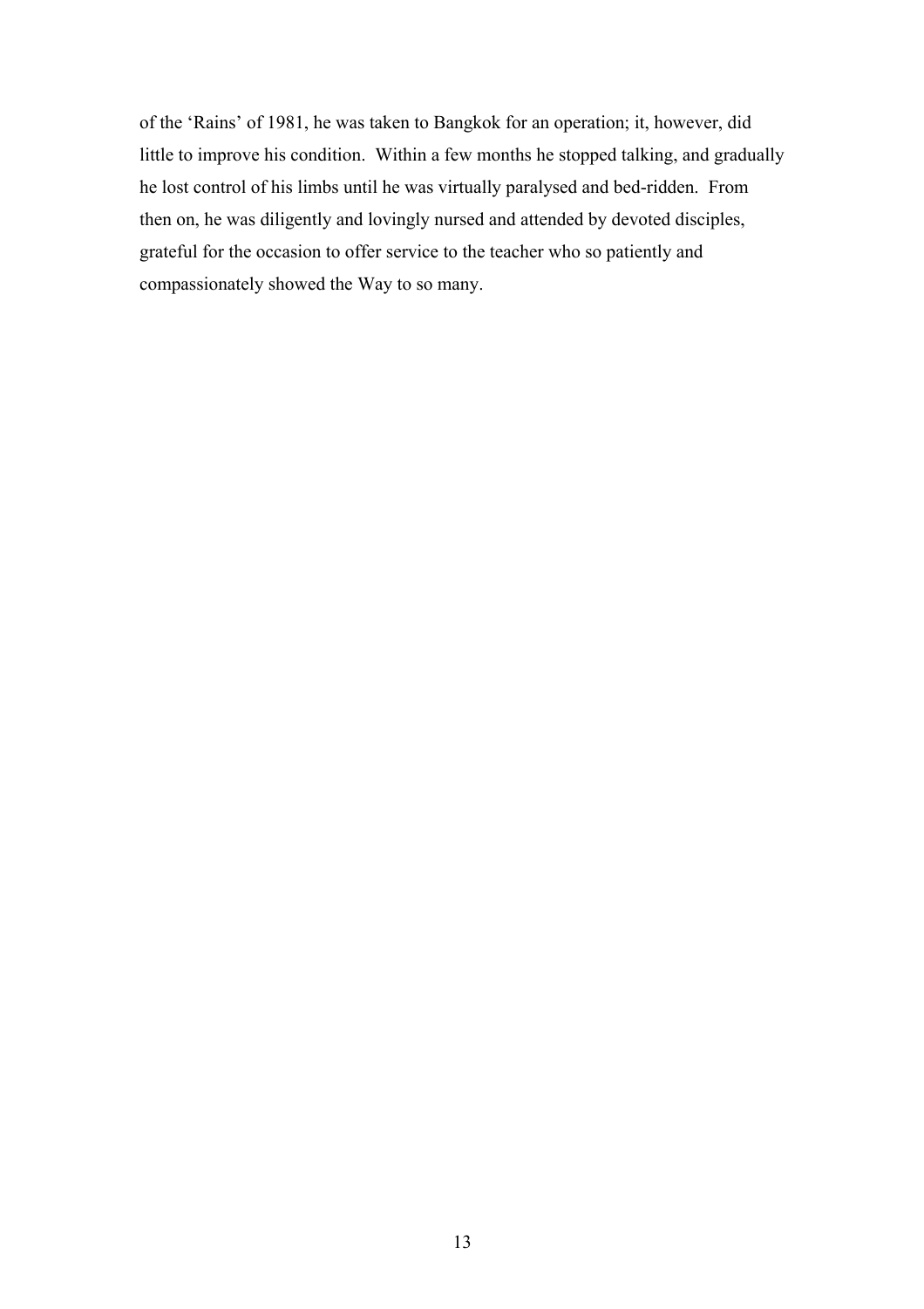of the 'Rains' of 1981, he was taken to Bangkok for an operation; it, however, did little to improve his condition. Within a few months he stopped talking, and gradually he lost control of his limbs until he was virtually paralysed and bed-ridden. From then on, he was diligently and lovingly nursed and attended by devoted disciples, grateful for the occasion to offer service to the teacher who so patiently and compassionately showed the Way to so many.